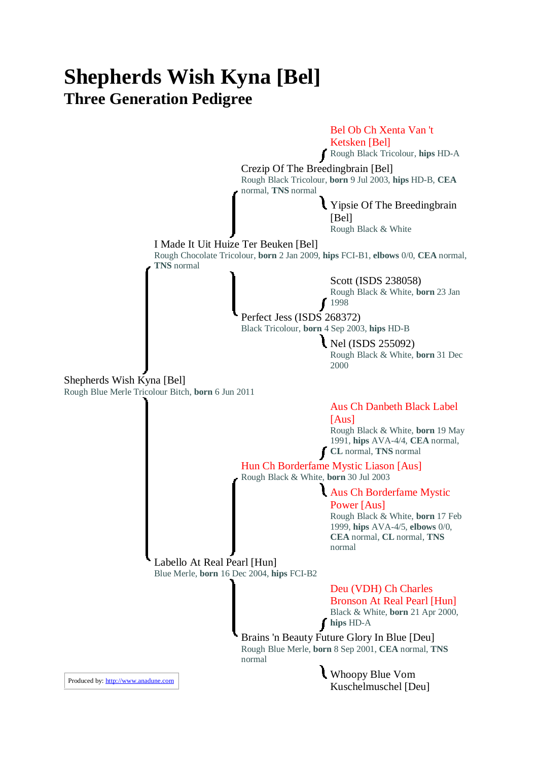# Shepherds Wish Kyna [Bel]

## Three Generation Pedigree

Bel Ob Ch Xenta Van 't Ketsken [Bel]
Rough Black Tricolour, **hips** HD-A

Crezip Of The Breedingbrain [Bel]
Rough Black Tricolour, **born** 9 Jul 2003, **hips** HD-B, **CEA** normal, **TNS** normal

Yipsie Of The Breedingbrain [Bel]
Rough Black & White

I Made It Uit Huize Ter Beuken [Bel]
Rough Chocolate Tricolour, **born** 2 Jan 2009, **hips** FCI-B1, **elbows** 0/0, **CEA** normal, **TNS** normal

Scott (ISDS 238058)
Rough Black & White, **born** 23 Jan 1998

Perfect Jess (ISDS 268372)
Black Tricolour, **born** 4 Sep 2003, **hips** HD-B

Nel (ISDS 255092)
Rough Black & White, **born** 31 Dec 2000

Shepherds Wish Kyna [Bel]
Rough Blue Merle Tricolour Bitch, **born** 6 Jun 2011

Aus Ch Danbeth Black Label [Aus]
Rough Black & White, **born** 19 May 1991, **hips** AVA-4/4, **CEA** normal, **CL** normal, **TNS** normal

Hun Ch Borderfame Mystic Liason [Aus]
Rough Black & White, **born** 30 Jul 2003

Aus Ch Borderfame Mystic Power [Aus]
Rough Black & White, **born** 17 Feb 1999, **hips** AVA-4/5, **elbows** 0/0, **CEA** normal, **CL** normal, **TNS** normal

Labello At Real Pearl [Hun]
Blue Merle, **born** 16 Dec 2004, **hips** FCI-B2

Deu (VDH) Ch Charles Bronson At Real Pearl [Hun]
Black & White, **born** 21 Apr 2000, **hips** HD-A

Brains 'n Beauty Future Glory In Blue [Deu]
Rough Blue Merle, **born** 8 Sep 2001, **CEA** normal, **TNS** normal

Whoopy Blue Vom Kuschelmuschel [Deu]

Produced by: http://www.anadune.com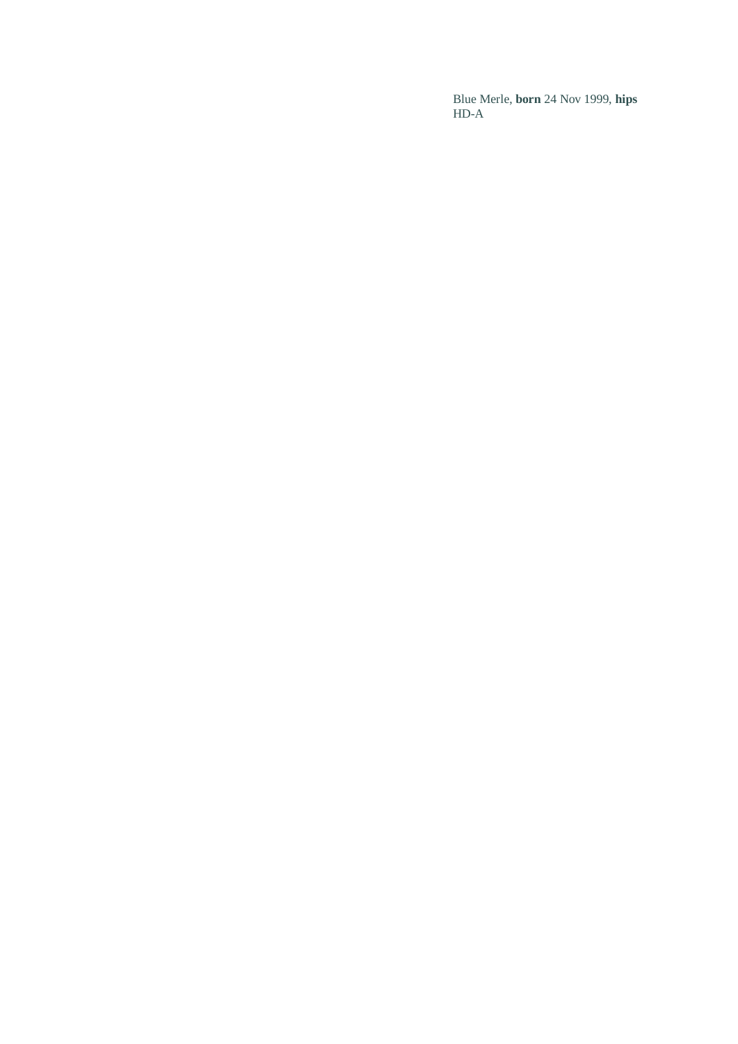Blue Merle, **born** 24 Nov 1999, **hips** HD-A